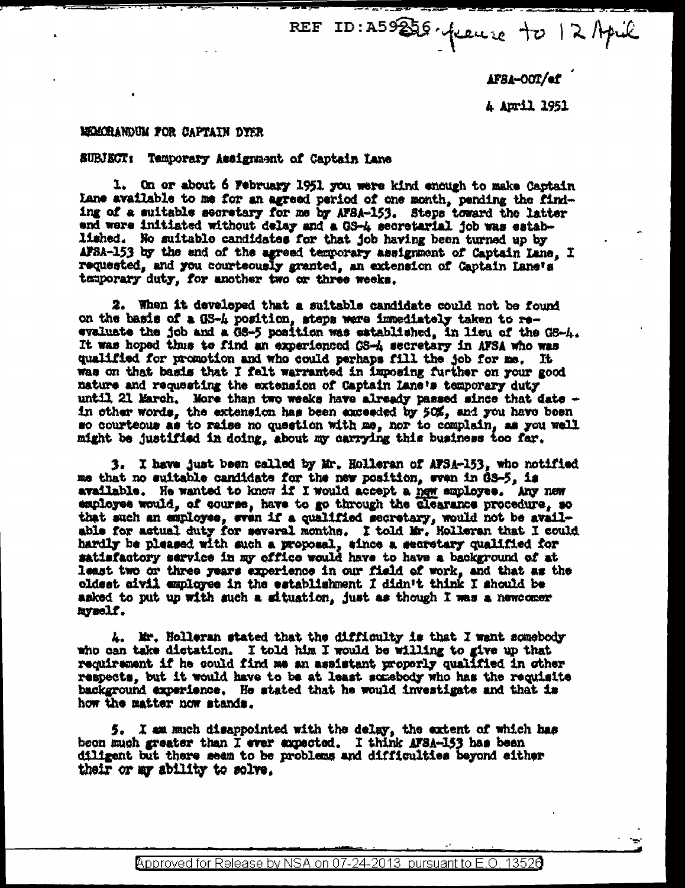REF ID:A59256 · [handwritten: feature to 12 April]

AFSA-00T/ef

4 April 1951

MEMORANDUM FOR CAPTAIN DYER

SUBJECT: Temporary Assignment of Captain Lane

1. On or about 6 February 1951 you were kind enough to make Captain Lane available to me for an agreed period of one month, pending the finding of a suitable secretary for me by AFSA-153. Steps toward the latter end were initiated without delay and a GS-4 secretarial job was established. No suitable candidates for that job having been turned up by AFSA-153 by the end of the agreed temporary assignment of Captain Lane, I requested, and you courteously granted, an extension of Captain Lane's temporary duty, for another two or three weeks.

2. When it developed that a suitable candidate could not be found on the basis of a GS-4 position, steps were immediately taken to re-evaluate the job and a GS-5 position was established, in lieu of the GS-4. It was hoped thus to find an experienced GS-4 secretary in AFSA who was qualified for promotion and who could perhaps fill the job for me. It was on that basis that I felt warranted in imposing further on your good nature and requesting the extension of Captain Lane's temporary duty until 21 March. More than two weeks have already passed since that date – in other words, the extension has been exceeded by 50%, and you have been so courteous as to raise no question with me, nor to complain, as you well might be justified in doing, about my carrying this business too far.

3. I have just been called by Mr. Holleran of AFSA-153, who notified me that no suitable candidate for the new position, even in GS-5, is available. He wanted to know if I would accept a new employee. Any new employee would, of course, have to go through the clearance procedure, so that such an employee, even if a qualified secretary, would not be available for actual duty for several months. I told Mr. Holleran that I could hardly be pleased with such a proposal, since a secretary qualified for satisfactory service in my office would have to have a background of at least two or three years experience in our field of work, and that as the oldest civil employee in the establishment I didn't think I should be asked to put up with such a situation, just as though I was a newcomer myself.

4. Mr. Holleran stated that the difficulty is that I want somebody who can take dictation. I told him I would be willing to give up that requirement if he could find me an assistant properly qualified in other respects, but it would have to be at least somebody who has the requisite background experience. He stated that he would investigate and that is how the matter now stands.

5. I am much disappointed with the delay, the extent of which has been much greater than I ever expected. I think AFSA-153 has been diligent but there seem to be problems and difficulties beyond either their or my ability to solve.

Approved for Release by NSA on 07-24-2013 pursuant to E.O. 13526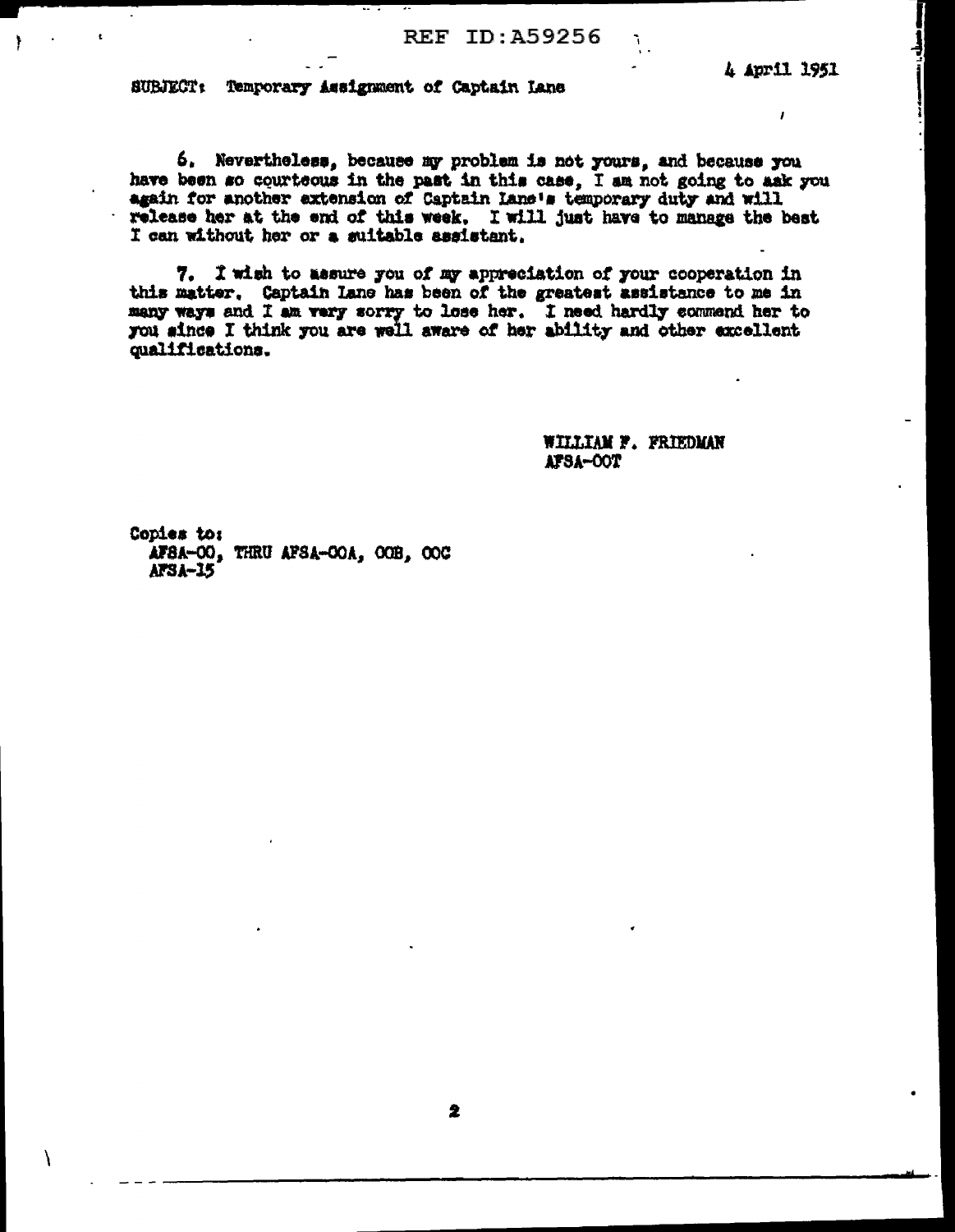REF ID:A59256

4 April 1951

SUBJECT: Temporary Assignment of Captain Lane

6. Nevertheless, because my problem is not yours, and because you have been so courteous in the past in this case, I am not going to ask you again for another extension of Captain Lane's temporary duty and will release her at the end of this week. I will just have to manage the best I can without her or a suitable assistant.

7. I wish to assure you of my appreciation of your cooperation in this matter. Captain Lane has been of the greatest assistance to me in many ways and I am very sorry to lose her. I need hardly commend her to you since I think you are well aware of her ability and other excellent qualifications.

WILLIAM F. FRIEDMAN
AFSA-OOT

Copies to:
AFSA-OO, THRU AFSA-OOA, OOB, OOC
AFSA-15